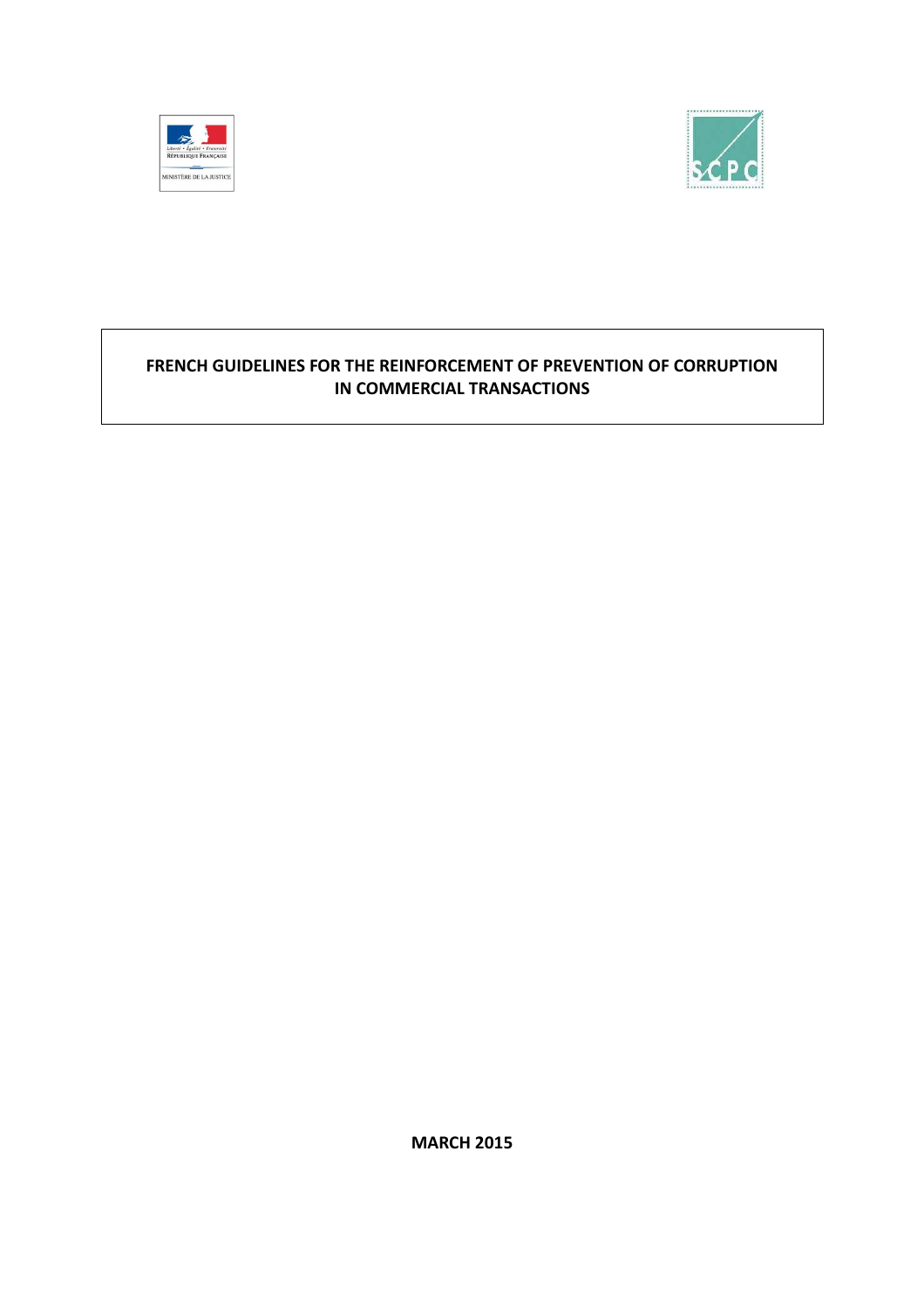# FRENCH GUIDELINES FOR THE REINFORCEMENT OF PREVENTION OF CORRUPTION IN COMMERCIAL TRANSACTIONS

**MARCH 2015**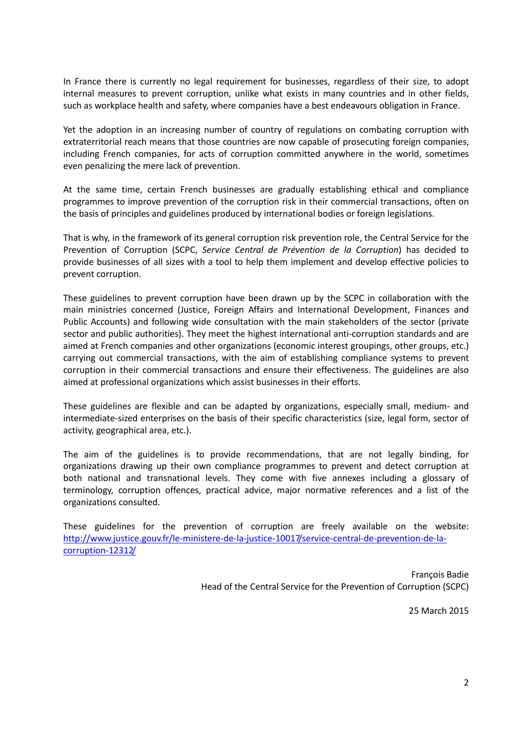In France there is currently no legal requirement for businesses, regardless of their size, to adopt internal measures to prevent corruption, unlike what exists in many countries and in other fields, such as workplace health and safety, where companies have a best endeavours obligation in France.

Yet the adoption in an increasing number of country of regulations on combating corruption with extraterritorial reach means that those countries are now capable of prosecuting foreign companies, including French companies, for acts of corruption committed anywhere in the world, sometimes even penalizing the mere lack of prevention.

At the same time, certain French businesses are gradually establishing ethical and compliance programmes to improve prevention of the corruption risk in their commercial transactions, often on the basis of principles and guidelines produced by international bodies or foreign legislations.

That is why, in the framework of its general corruption risk prevention role, the Central Service for the Prevention of Corruption (SCPC, *Service Central de Prévention de la Corruption*) has decided to provide businesses of all sizes with a tool to help them implement and develop effective policies to prevent corruption.

These guidelines to prevent corruption have been drawn up by the SCPC in collaboration with the main ministries concerned (Justice, Foreign Affairs and International Development, Finances and Public Accounts) and following wide consultation with the main stakeholders of the sector (private sector and public authorities). They meet the highest international anti-corruption standards and are aimed at French companies and other organizations (economic interest groupings, other groups, etc.) carrying out commercial transactions, with the aim of establishing compliance systems to prevent corruption in their commercial transactions and ensure their effectiveness. The guidelines are also aimed at professional organizations which assist businesses in their efforts.

These guidelines are flexible and can be adapted by organizations, especially small, medium- and intermediate-sized enterprises on the basis of their specific characteristics (size, legal form, sector of activity, geographical area, etc.).

The aim of the guidelines is to provide recommendations, that are not legally binding, for organizations drawing up their own compliance programmes to prevent and detect corruption at both national and transnational levels. They come with five annexes including a glossary of terminology, corruption offences, practical advice, major normative references and a list of the organizations consulted.

These guidelines for the prevention of corruption are freely available on the website: [http://www.justice.gouv.fr/le-ministere-de-la-justice-10017/service-central-de-prevention-de-la-corruption-12312/](http://www.justice.gouv.fr/le-ministere-de-la-justice-10017/service-central-de-prevention-de-la-corruption-12312/)

François Badie
Head of the Central Service for the Prevention of Corruption (SCPC)

25 March 2015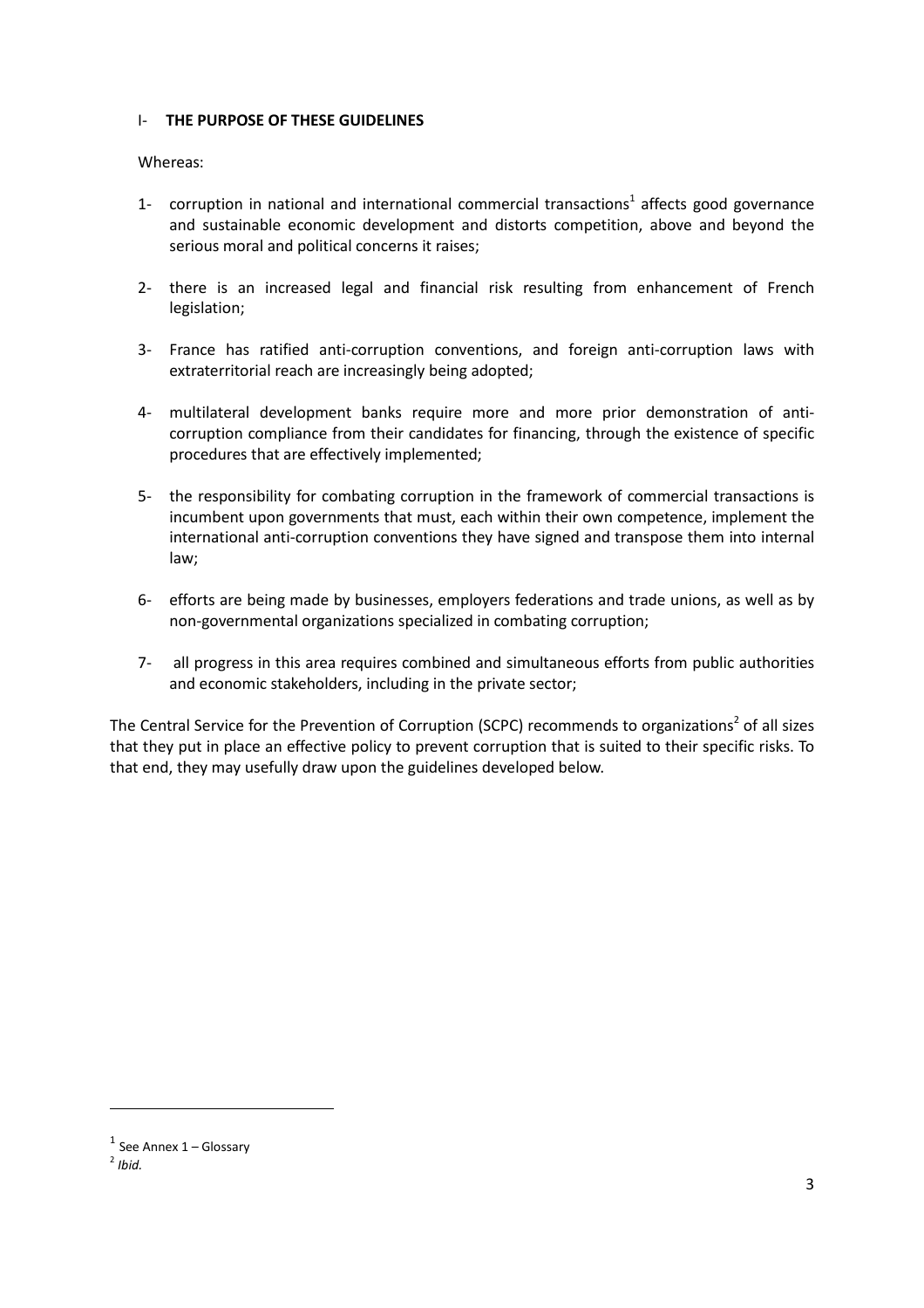## I- THE PURPOSE OF THESE GUIDELINES

Whereas:

1- corruption in national and international commercial transactions[1] affects good governance and sustainable economic development and distorts competition, above and beyond the serious moral and political concerns it raises;

2- there is an increased legal and financial risk resulting from enhancement of French legislation;

3- France has ratified anti-corruption conventions, and foreign anti-corruption laws with extraterritorial reach are increasingly being adopted;

4- multilateral development banks require more and more prior demonstration of anti-corruption compliance from their candidates for financing, through the existence of specific procedures that are effectively implemented;

5- the responsibility for combating corruption in the framework of commercial transactions is incumbent upon governments that must, each within their own competence, implement the international anti-corruption conventions they have signed and transpose them into internal law;

6- efforts are being made by businesses, employers federations and trade unions, as well as by non-governmental organizations specialized in combating corruption;

7- all progress in this area requires combined and simultaneous efforts from public authorities and economic stakeholders, including in the private sector;

The Central Service for the Prevention of Corruption (SCPC) recommends to organizations[2] of all sizes that they put in place an effective policy to prevent corruption that is suited to their specific risks. To that end, they may usefully draw upon the guidelines developed below.

---

[1] See Annex 1 – Glossary

[2] *Ibid.*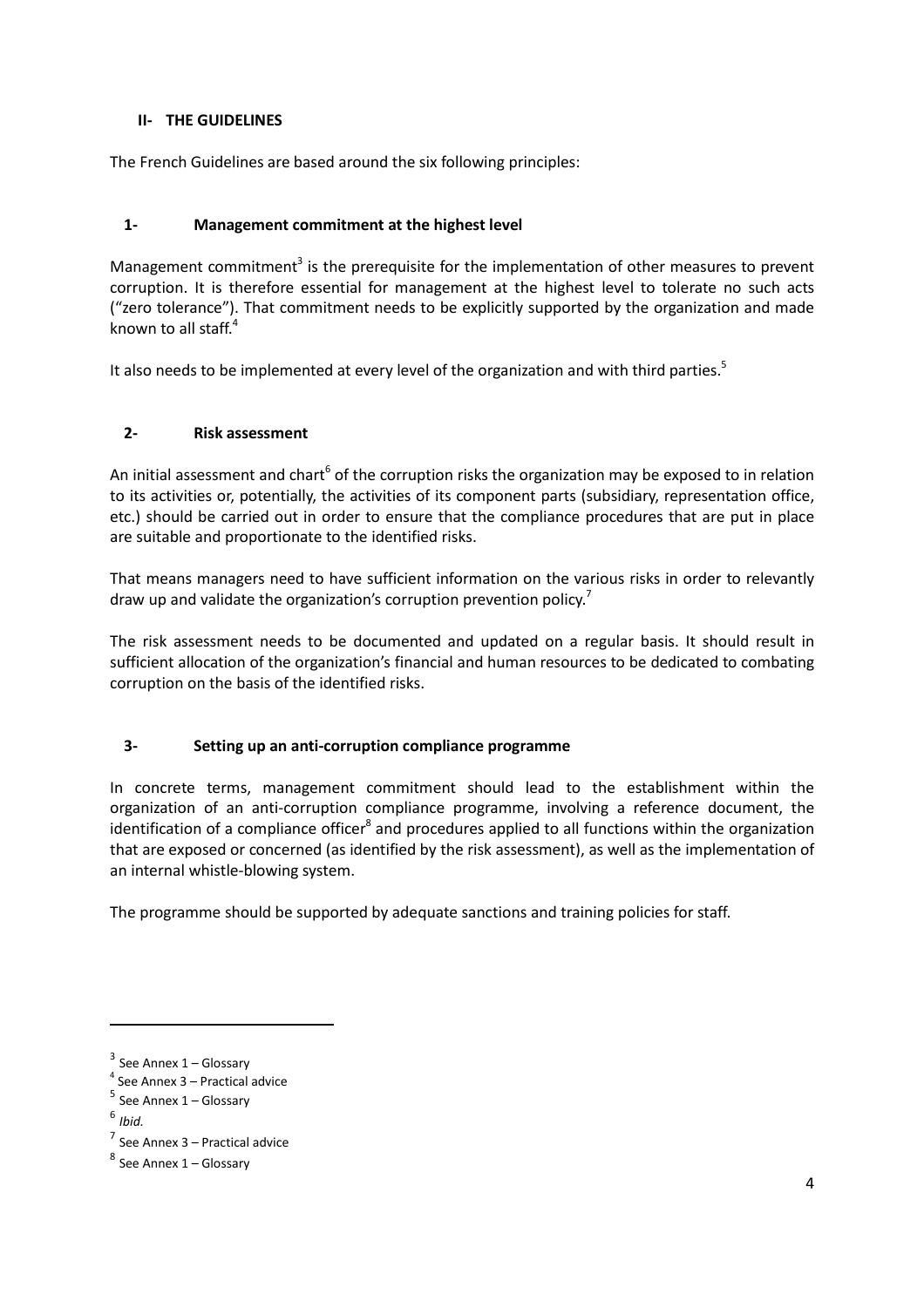## II- THE GUIDELINES

The French Guidelines are based around the six following principles:

### 1- Management commitment at the highest level

Management commitment[3] is the prerequisite for the implementation of other measures to prevent corruption. It is therefore essential for management at the highest level to tolerate no such acts ("zero tolerance"). That commitment needs to be explicitly supported by the organization and made known to all staff.[4]

It also needs to be implemented at every level of the organization and with third parties.[5]

### 2- Risk assessment

An initial assessment and chart[6] of the corruption risks the organization may be exposed to in relation to its activities or, potentially, the activities of its component parts (subsidiary, representation office, etc.) should be carried out in order to ensure that the compliance procedures that are put in place are suitable and proportionate to the identified risks.

That means managers need to have sufficient information on the various risks in order to relevantly draw up and validate the organization's corruption prevention policy.[7]

The risk assessment needs to be documented and updated on a regular basis. It should result in sufficient allocation of the organization's financial and human resources to be dedicated to combating corruption on the basis of the identified risks.

### 3- Setting up an anti-corruption compliance programme

In concrete terms, management commitment should lead to the establishment within the organization of an anti-corruption compliance programme, involving a reference document, the identification of a compliance officer[8] and procedures applied to all functions within the organization that are exposed or concerned (as identified by the risk assessment), as well as the implementation of an internal whistle-blowing system.

The programme should be supported by adequate sanctions and training policies for staff.

---

[3] See Annex 1 – Glossary

[4] See Annex 3 – Practical advice

[5] See Annex 1 – Glossary

[6] *Ibid.*

[7] See Annex 3 – Practical advice

[8] See Annex 1 – Glossary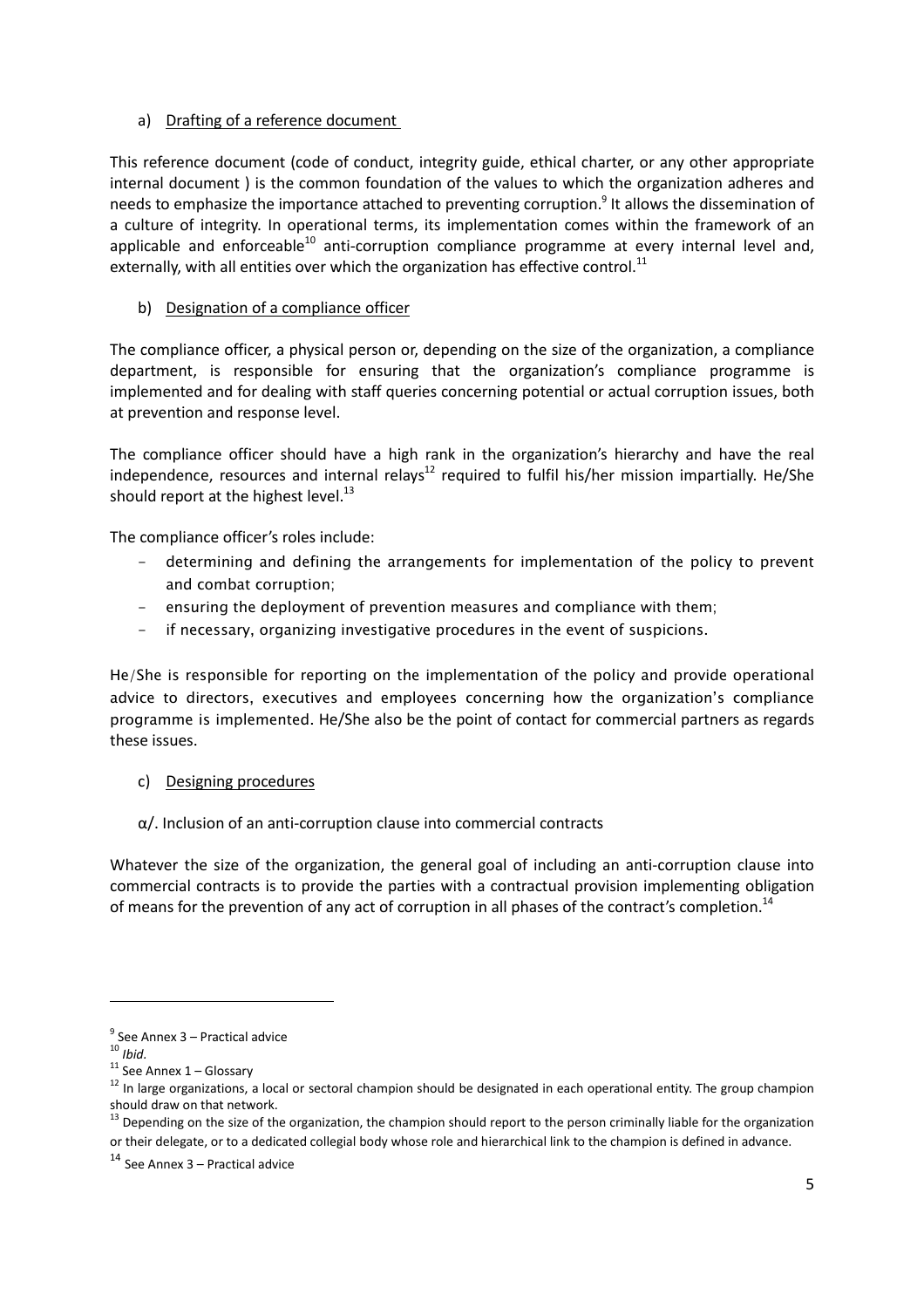a) Drafting of a reference document

This reference document (code of conduct, integrity guide, ethical charter, or any other appropriate internal document ) is the common foundation of the values to which the organization adheres and needs to emphasize the importance attached to preventing corruption.[9] It allows the dissemination of a culture of integrity. In operational terms, its implementation comes within the framework of an applicable and enforceable[10] anti-corruption compliance programme at every internal level and, externally, with all entities over which the organization has effective control.[11]

b) Designation of a compliance officer

The compliance officer, a physical person or, depending on the size of the organization, a compliance department, is responsible for ensuring that the organization's compliance programme is implemented and for dealing with staff queries concerning potential or actual corruption issues, both at prevention and response level.

The compliance officer should have a high rank in the organization's hierarchy and have the real independence, resources and internal relays[12] required to fulfil his/her mission impartially. He/She should report at the highest level.[13]

The compliance officer's roles include:

- determining and defining the arrangements for implementation of the policy to prevent and combat corruption;
- ensuring the deployment of prevention measures and compliance with them;
- if necessary, organizing investigative procedures in the event of suspicions.

He/She is responsible for reporting on the implementation of the policy and provide operational advice to directors, executives and employees concerning how the organization's compliance programme is implemented. He/She also be the point of contact for commercial partners as regards these issues.

c) Designing procedures

α/. Inclusion of an anti-corruption clause into commercial contracts

Whatever the size of the organization, the general goal of including an anti-corruption clause into commercial contracts is to provide the parties with a contractual provision implementing obligation of means for the prevention of any act of corruption in all phases of the contract's completion.[14]

---

[9] See Annex 3 – Practical advice

[10] *Ibid.*

[11] See Annex 1 – Glossary

[12] In large organizations, a local or sectoral champion should be designated in each operational entity. The group champion should draw on that network.

[13] Depending on the size of the organization, the champion should report to the person criminally liable for the organization or their delegate, or to a dedicated collegial body whose role and hierarchical link to the champion is defined in advance.

[14] See Annex 3 – Practical advice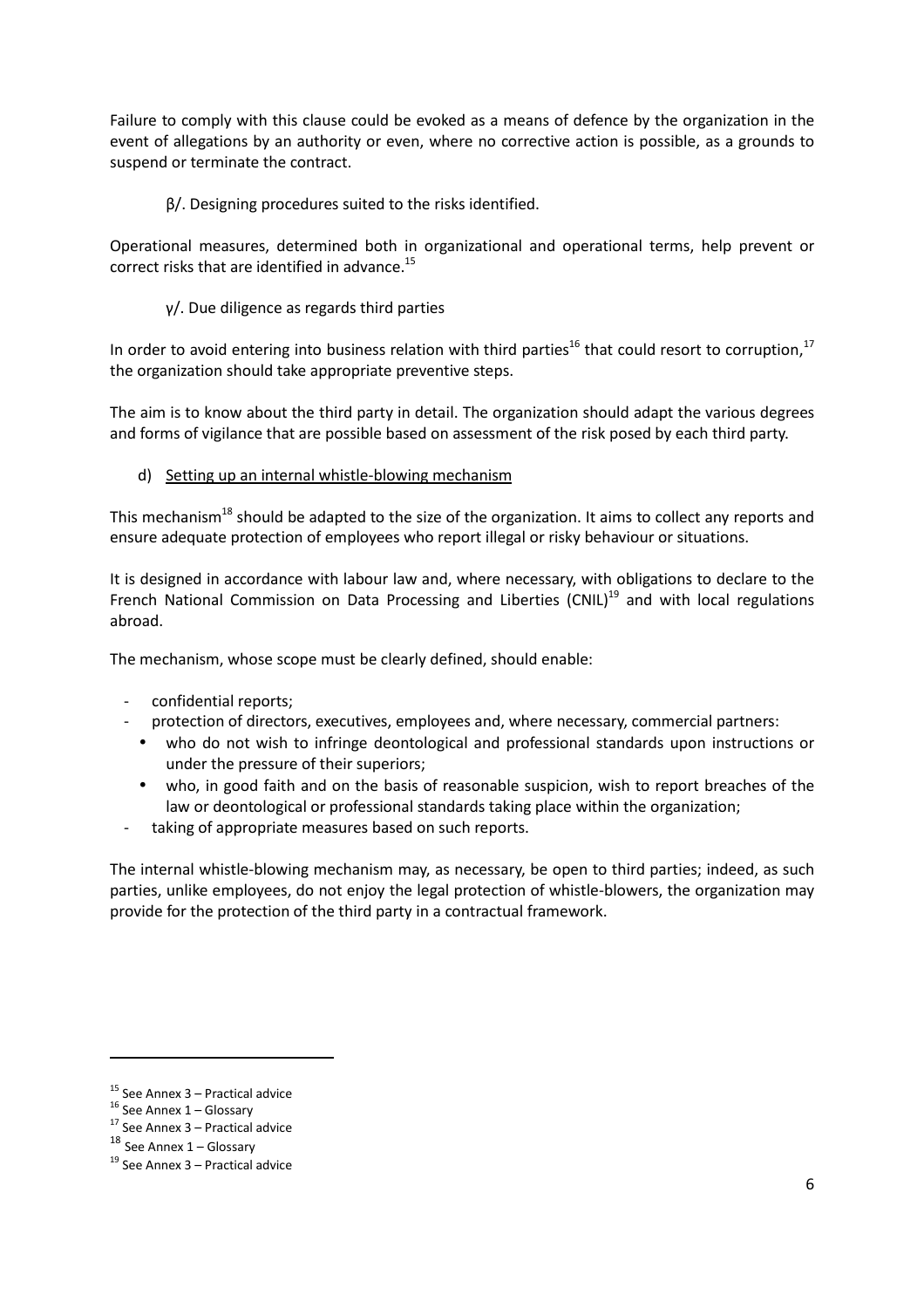Failure to comply with this clause could be evoked as a means of defence by the organization in the event of allegations by an authority or even, where no corrective action is possible, as a grounds to suspend or terminate the contract.

β/. Designing procedures suited to the risks identified.

Operational measures, determined both in organizational and operational terms, help prevent or correct risks that are identified in advance.[15]

γ/. Due diligence as regards third parties

In order to avoid entering into business relation with third parties[16] that could resort to corruption,[17] the organization should take appropriate preventive steps.

The aim is to know about the third party in detail. The organization should adapt the various degrees and forms of vigilance that are possible based on assessment of the risk posed by each third party.

d) Setting up an internal whistle-blowing mechanism

This mechanism[18] should be adapted to the size of the organization. It aims to collect any reports and ensure adequate protection of employees who report illegal or risky behaviour or situations.

It is designed in accordance with labour law and, where necessary, with obligations to declare to the French National Commission on Data Processing and Liberties (CNIL)[19] and with local regulations abroad.

The mechanism, whose scope must be clearly defined, should enable:

- confidential reports;
- protection of directors, executives, employees and, where necessary, commercial partners:
  - who do not wish to infringe deontological and professional standards upon instructions or under the pressure of their superiors;
  - who, in good faith and on the basis of reasonable suspicion, wish to report breaches of the law or deontological or professional standards taking place within the organization;
- taking of appropriate measures based on such reports.

The internal whistle-blowing mechanism may, as necessary, be open to third parties; indeed, as such parties, unlike employees, do not enjoy the legal protection of whistle-blowers, the organization may provide for the protection of the third party in a contractual framework.

[15] See Annex 3 – Practical advice
[16] See Annex 1 – Glossary
[17] See Annex 3 – Practical advice
[18] See Annex 1 – Glossary
[19] See Annex 3 – Practical advice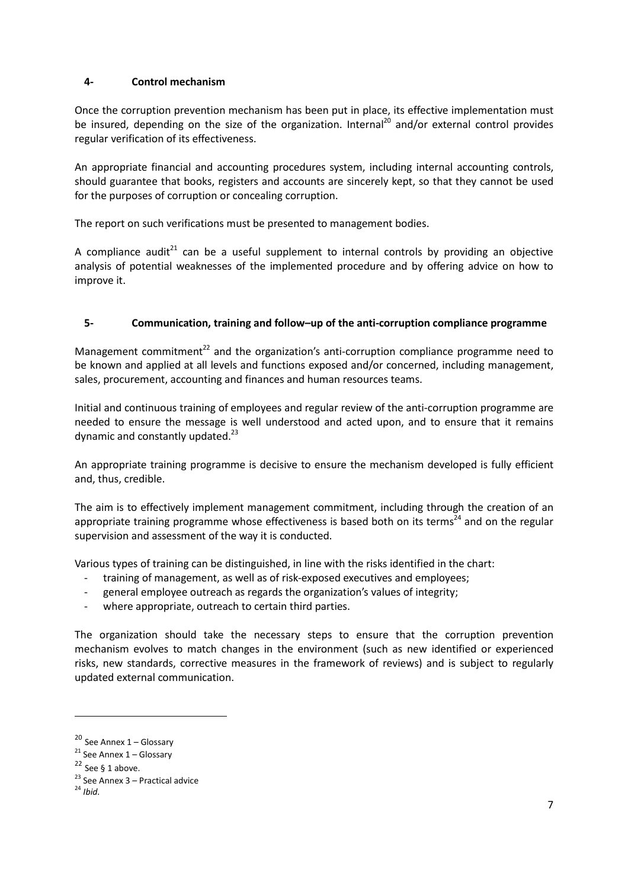## 4- Control mechanism

Once the corruption prevention mechanism has been put in place, its effective implementation must be insured, depending on the size of the organization. Internal[20] and/or external control provides regular verification of its effectiveness.

An appropriate financial and accounting procedures system, including internal accounting controls, should guarantee that books, registers and accounts are sincerely kept, so that they cannot be used for the purposes of corruption or concealing corruption.

The report on such verifications must be presented to management bodies.

A compliance audit[21] can be a useful supplement to internal controls by providing an objective analysis of potential weaknesses of the implemented procedure and by offering advice on how to improve it.

## 5- Communication, training and follow–up of the anti-corruption compliance programme

Management commitment[22] and the organization's anti-corruption compliance programme need to be known and applied at all levels and functions exposed and/or concerned, including management, sales, procurement, accounting and finances and human resources teams.

Initial and continuous training of employees and regular review of the anti-corruption programme are needed to ensure the message is well understood and acted upon, and to ensure that it remains dynamic and constantly updated.[23]

An appropriate training programme is decisive to ensure the mechanism developed is fully efficient and, thus, credible.

The aim is to effectively implement management commitment, including through the creation of an appropriate training programme whose effectiveness is based both on its terms[24] and on the regular supervision and assessment of the way it is conducted.

Various types of training can be distinguished, in line with the risks identified in the chart:

- training of management, as well as of risk-exposed executives and employees;
- general employee outreach as regards the organization's values of integrity;
- where appropriate, outreach to certain third parties.

The organization should take the necessary steps to ensure that the corruption prevention mechanism evolves to match changes in the environment (such as new identified or experienced risks, new standards, corrective measures in the framework of reviews) and is subject to regularly updated external communication.

---

[20] See Annex 1 – Glossary

[21] See Annex 1 – Glossary

[22] See § 1 above.

[23] See Annex 3 – Practical advice

[24] *Ibid.*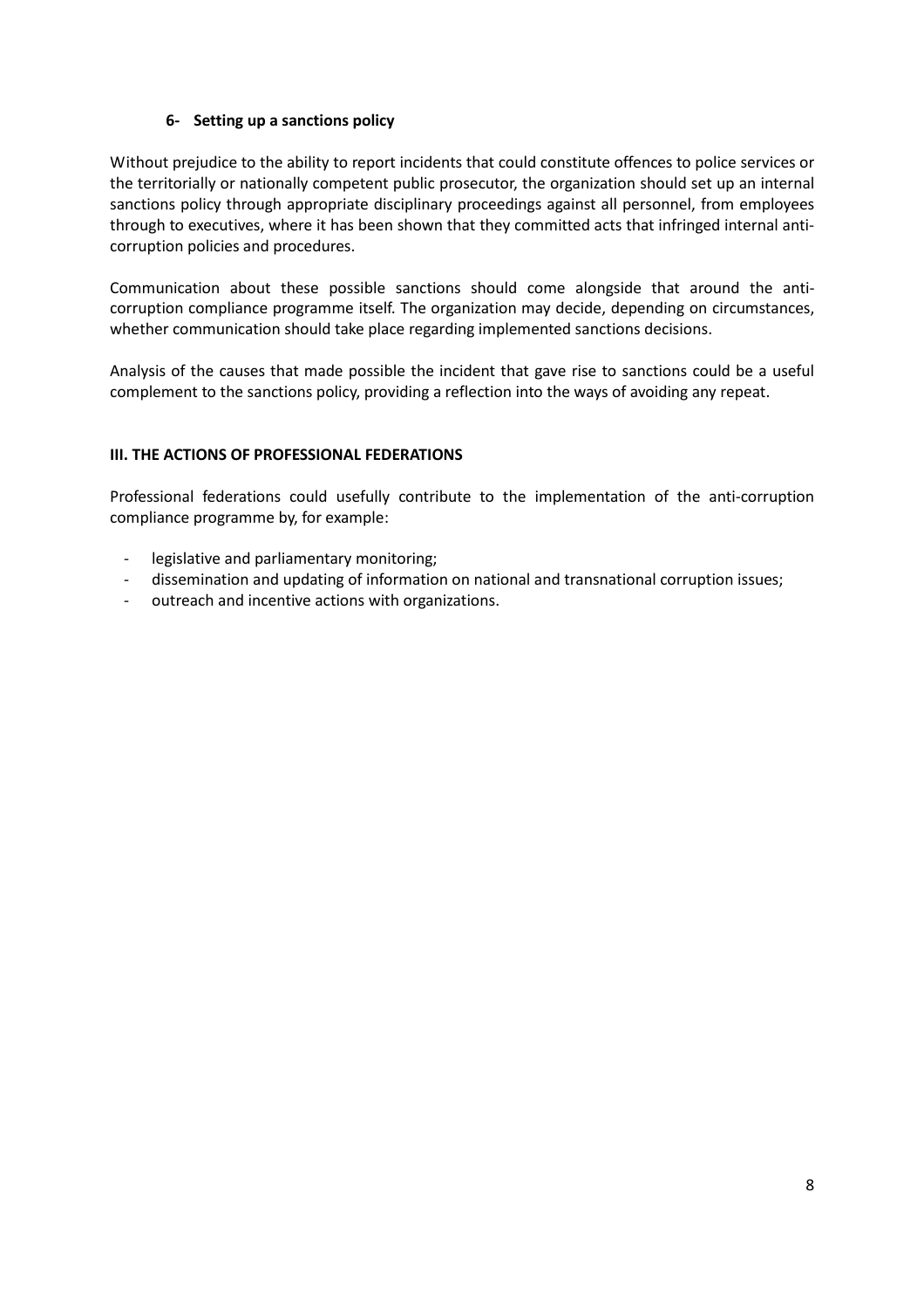#### 6- Setting up a sanctions policy

Without prejudice to the ability to report incidents that could constitute offences to police services or the territorially or nationally competent public prosecutor, the organization should set up an internal sanctions policy through appropriate disciplinary proceedings against all personnel, from employees through to executives, where it has been shown that they committed acts that infringed internal anti-corruption policies and procedures.

Communication about these possible sanctions should come alongside that around the anti-corruption compliance programme itself. The organization may decide, depending on circumstances, whether communication should take place regarding implemented sanctions decisions.

Analysis of the causes that made possible the incident that gave rise to sanctions could be a useful complement to the sanctions policy, providing a reflection into the ways of avoiding any repeat.

### III. THE ACTIONS OF PROFESSIONAL FEDERATIONS

Professional federations could usefully contribute to the implementation of the anti-corruption compliance programme by, for example:

- legislative and parliamentary monitoring;
- dissemination and updating of information on national and transnational corruption issues;
- outreach and incentive actions with organizations.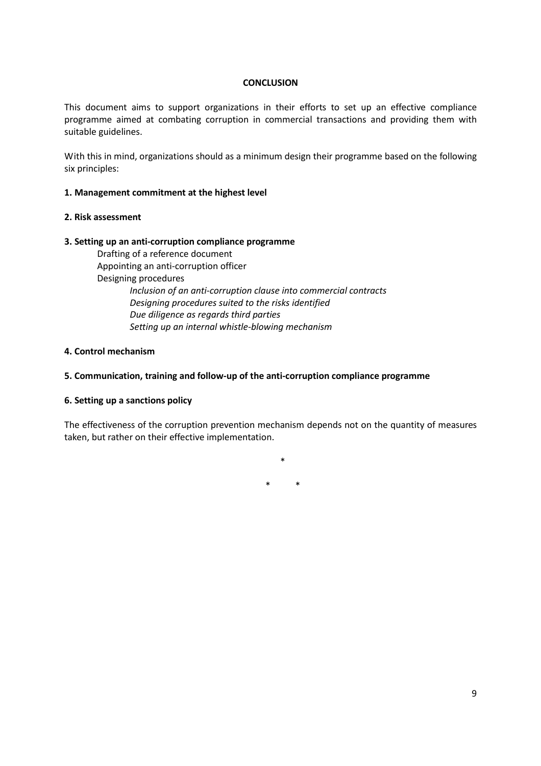## CONCLUSION

This document aims to support organizations in their efforts to set up an effective compliance programme aimed at combating corruption in commercial transactions and providing them with suitable guidelines.

With this in mind, organizations should as a minimum design their programme based on the following six principles:

**1. Management commitment at the highest level**

**2. Risk assessment**

**3. Setting up an anti-corruption compliance programme**

- Drafting of a reference document
- Appointing an anti-corruption officer
- Designing procedures
  - *Inclusion of an anti-corruption clause into commercial contracts*
  - *Designing procedures suited to the risks identified*
  - *Due diligence as regards third parties*
  - *Setting up an internal whistle-blowing mechanism*

**4. Control mechanism**

**5. Communication, training and follow-up of the anti-corruption compliance programme**

**6. Setting up a sanctions policy**

The effectiveness of the corruption prevention mechanism depends not on the quantity of measures taken, but rather on their effective implementation.

*

\* \*